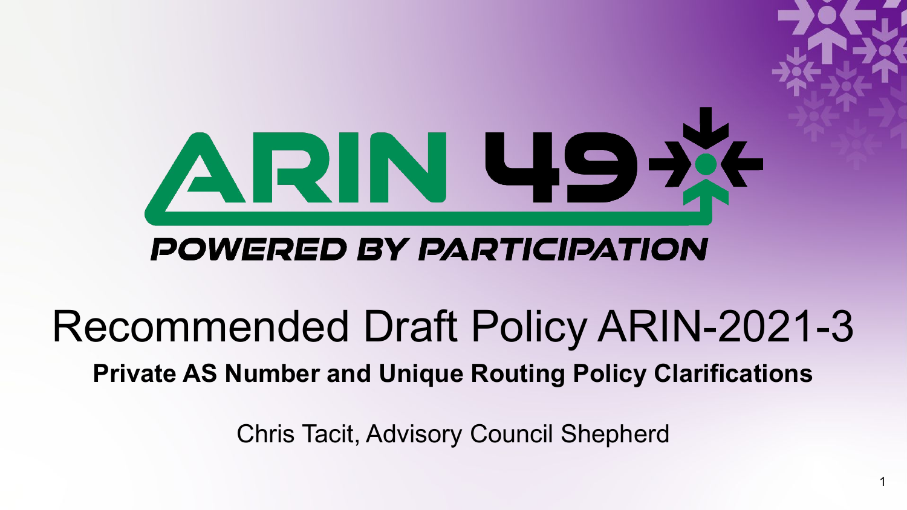# ARIN 49

POWERED BY PARTICIPATION

## Recommended Draft Policy ARIN-2021-3

**Private AS Number and Unique Routing Policy Clarifications**

Chris Tacit, Advisory Council Shepherd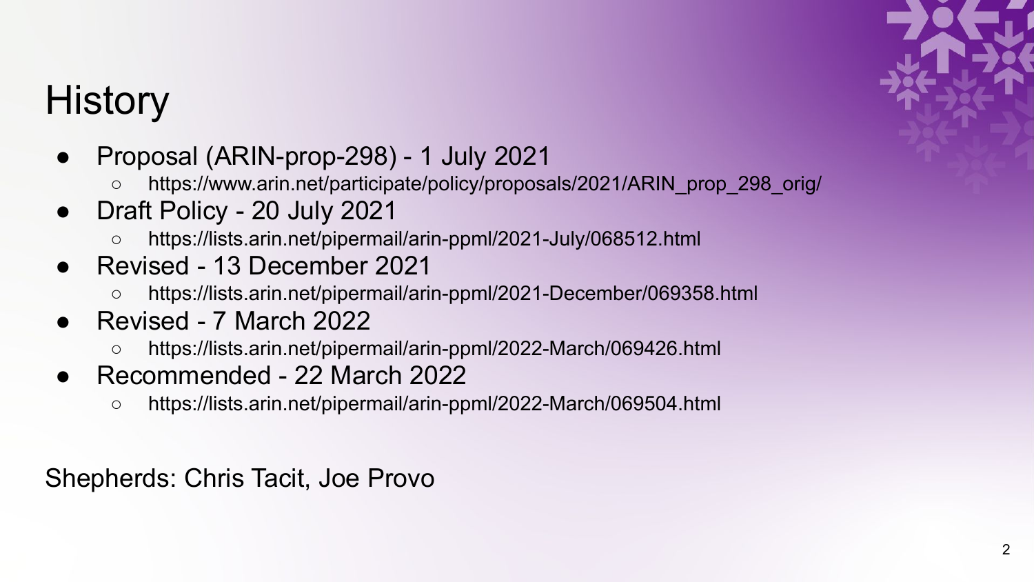# History

- Proposal (ARIN-prop-298) - 1 July 2021
  - https://www.arin.net/participate/policy/proposals/2021/ARIN_prop_298_orig/
- Draft Policy - 20 July 2021
  - https://lists.arin.net/pipermail/arin-ppml/2021-July/068512.html
- Revised - 13 December 2021
  - https://lists.arin.net/pipermail/arin-ppml/2021-December/069358.html
- Revised - 7 March 2022
  - https://lists.arin.net/pipermail/arin-ppml/2022-March/069426.html
- Recommended - 22 March 2022
  - https://lists.arin.net/pipermail/arin-ppml/2022-March/069504.html

Shepherds: Chris Tacit, Joe Provo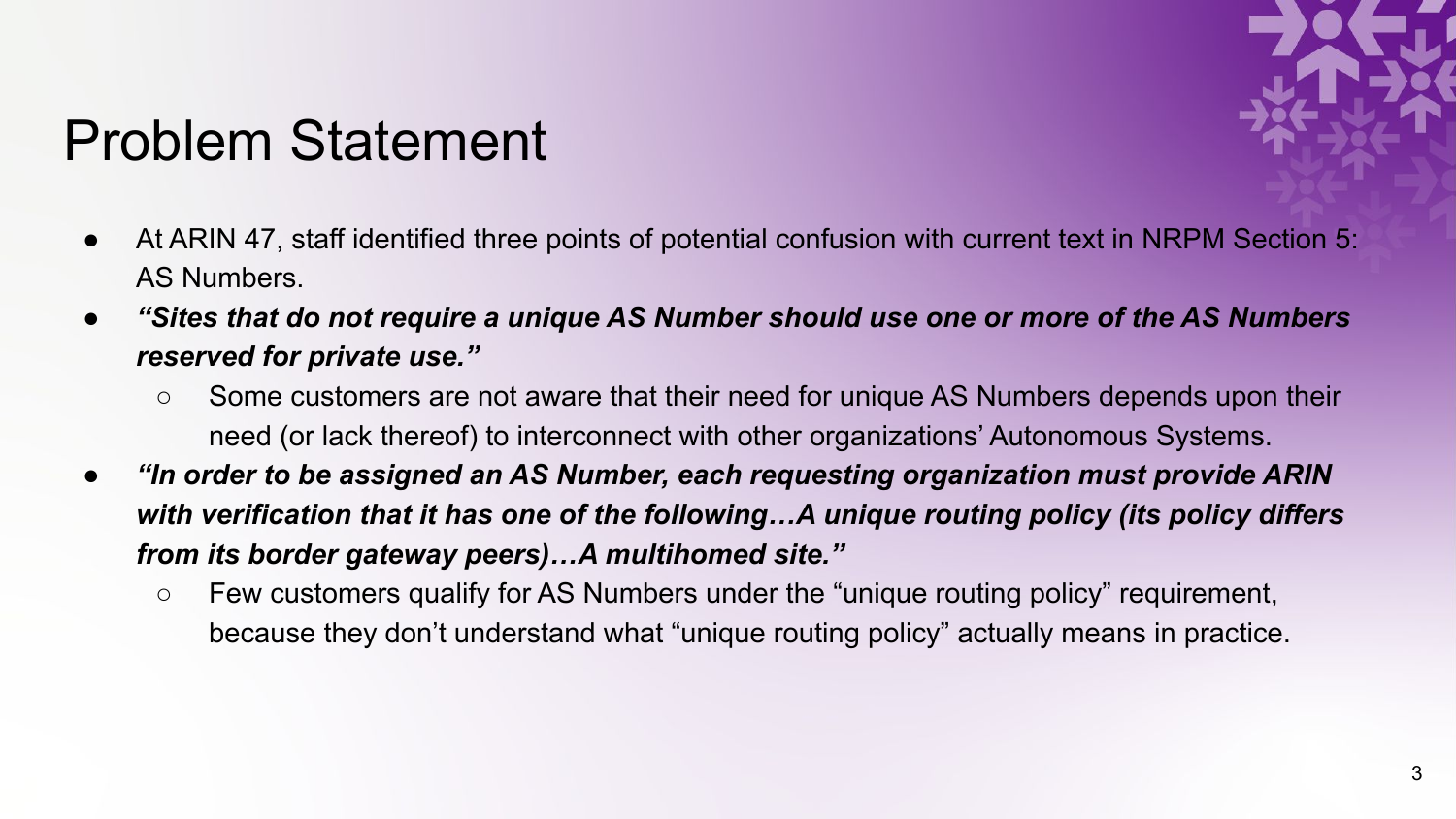# Problem Statement

- At ARIN 47, staff identified three points of potential confusion with current text in NRPM Section 5: AS Numbers.
- ***"Sites that do not require a unique AS Number should use one or more of the AS Numbers reserved for private use."***
  - Some customers are not aware that their need for unique AS Numbers depends upon their need (or lack thereof) to interconnect with other organizations' Autonomous Systems.
- ***"In order to be assigned an AS Number, each requesting organization must provide ARIN with verification that it has one of the following…A unique routing policy (its policy differs from its border gateway peers)…A multihomed site."***
  - Few customers qualify for AS Numbers under the "unique routing policy" requirement, because they don't understand what "unique routing policy" actually means in practice.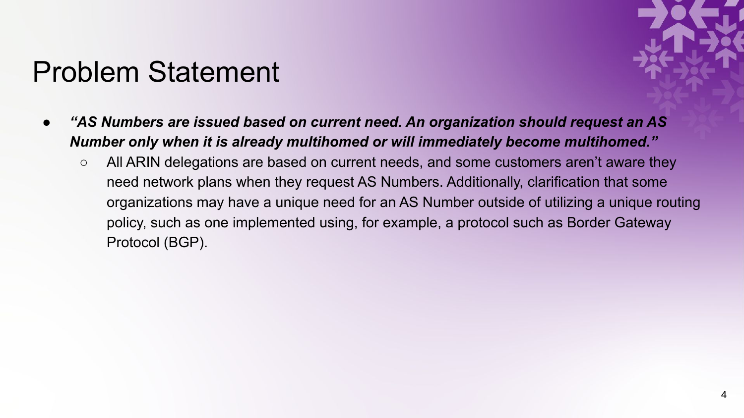# Problem Statement

- ***"AS Numbers are issued based on current need. An organization should request an AS Number only when it is already multihomed or will immediately become multihomed."***
  - All ARIN delegations are based on current needs, and some customers aren't aware they need network plans when they request AS Numbers. Additionally, clarification that some organizations may have a unique need for an AS Number outside of utilizing a unique routing policy, such as one implemented using, for example, a protocol such as Border Gateway Protocol (BGP).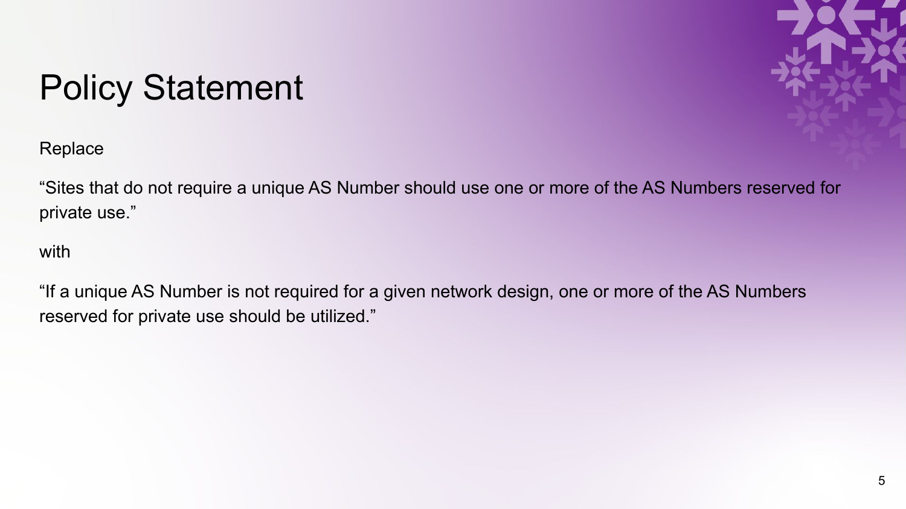# Policy Statement

Replace

“Sites that do not require a unique AS Number should use one or more of the AS Numbers reserved for private use.”

with

“If a unique AS Number is not required for a given network design, one or more of the AS Numbers reserved for private use should be utilized.”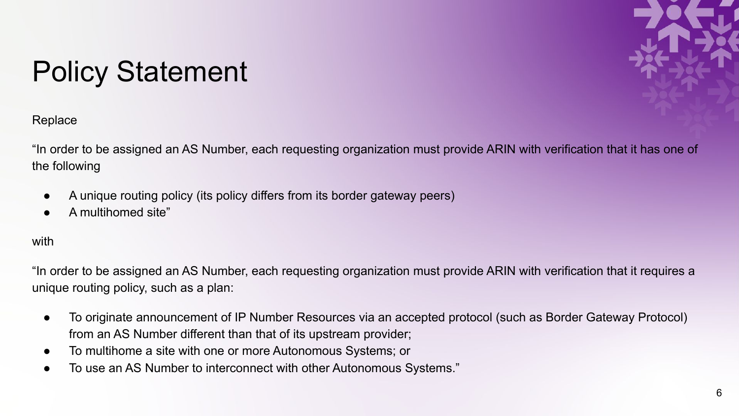# Policy Statement

Replace

"In order to be assigned an AS Number, each requesting organization must provide ARIN with verification that it has one of the following

- A unique routing policy (its policy differs from its border gateway peers)
- A multihomed site"

with

"In order to be assigned an AS Number, each requesting organization must provide ARIN with verification that it requires a unique routing policy, such as a plan:

- To originate announcement of IP Number Resources via an accepted protocol (such as Border Gateway Protocol) from an AS Number different than that of its upstream provider;
- To multihome a site with one or more Autonomous Systems; or
- To use an AS Number to interconnect with other Autonomous Systems."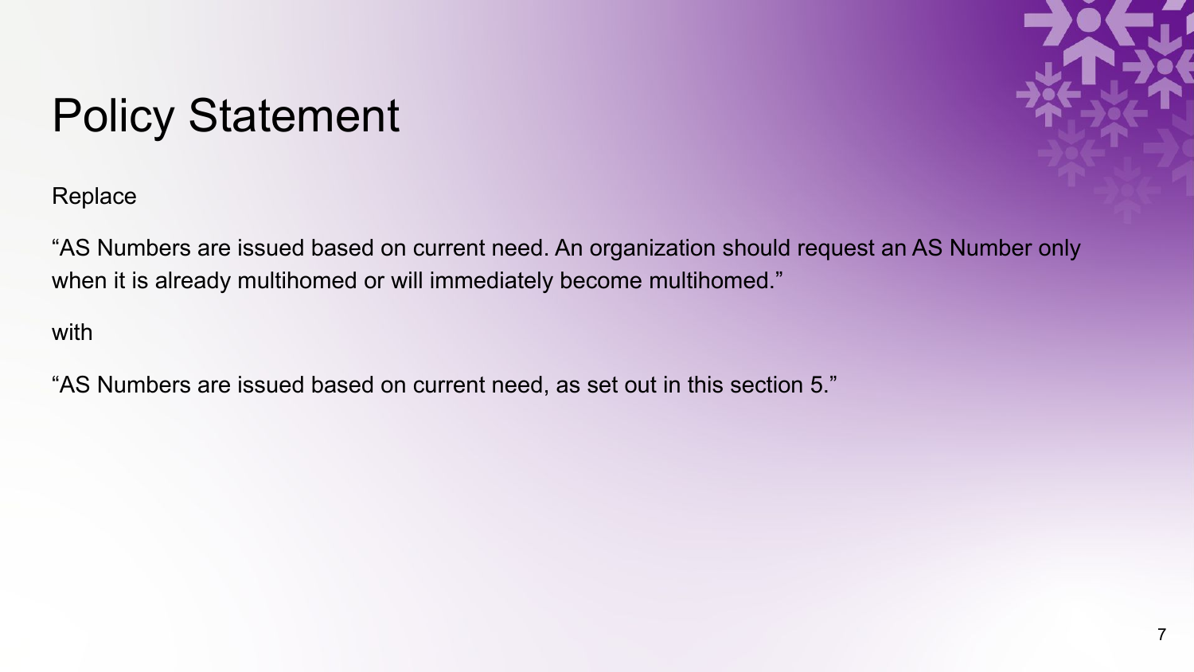# Policy Statement

Replace

“AS Numbers are issued based on current need. An organization should request an AS Number only when it is already multihomed or will immediately become multihomed.”

with

“AS Numbers are issued based on current need, as set out in this section 5.”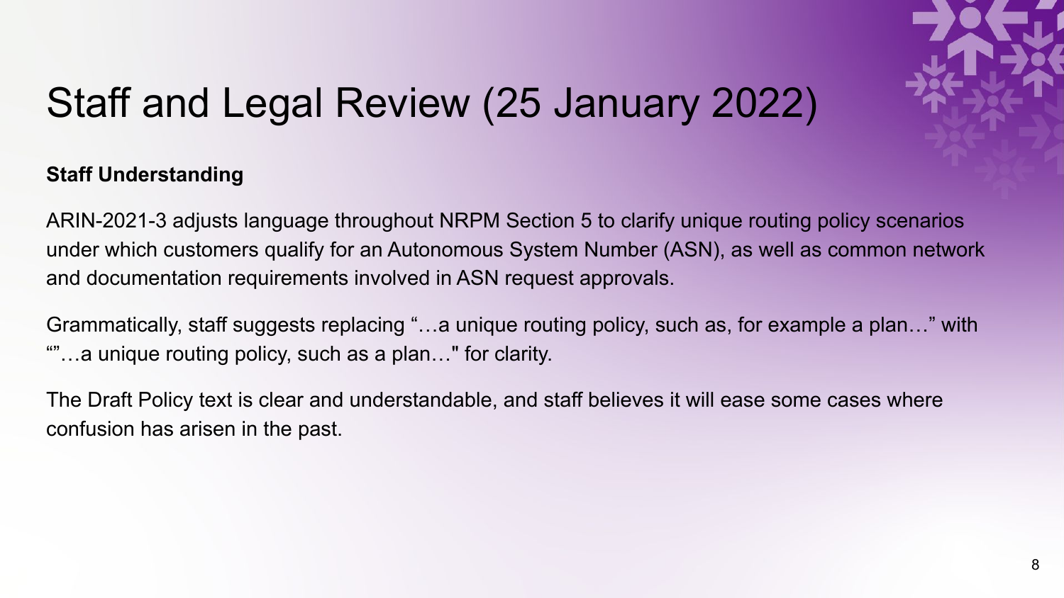# Staff and Legal Review (25 January 2022)

**Staff Understanding**

ARIN-2021-3 adjusts language throughout NRPM Section 5 to clarify unique routing policy scenarios under which customers qualify for an Autonomous System Number (ASN), as well as common network and documentation requirements involved in ASN request approvals.

Grammatically, staff suggests replacing "…a unique routing policy, such as, for example a plan…" with ""…a unique routing policy, such as a plan…" for clarity.

The Draft Policy text is clear and understandable, and staff believes it will ease some cases where confusion has arisen in the past.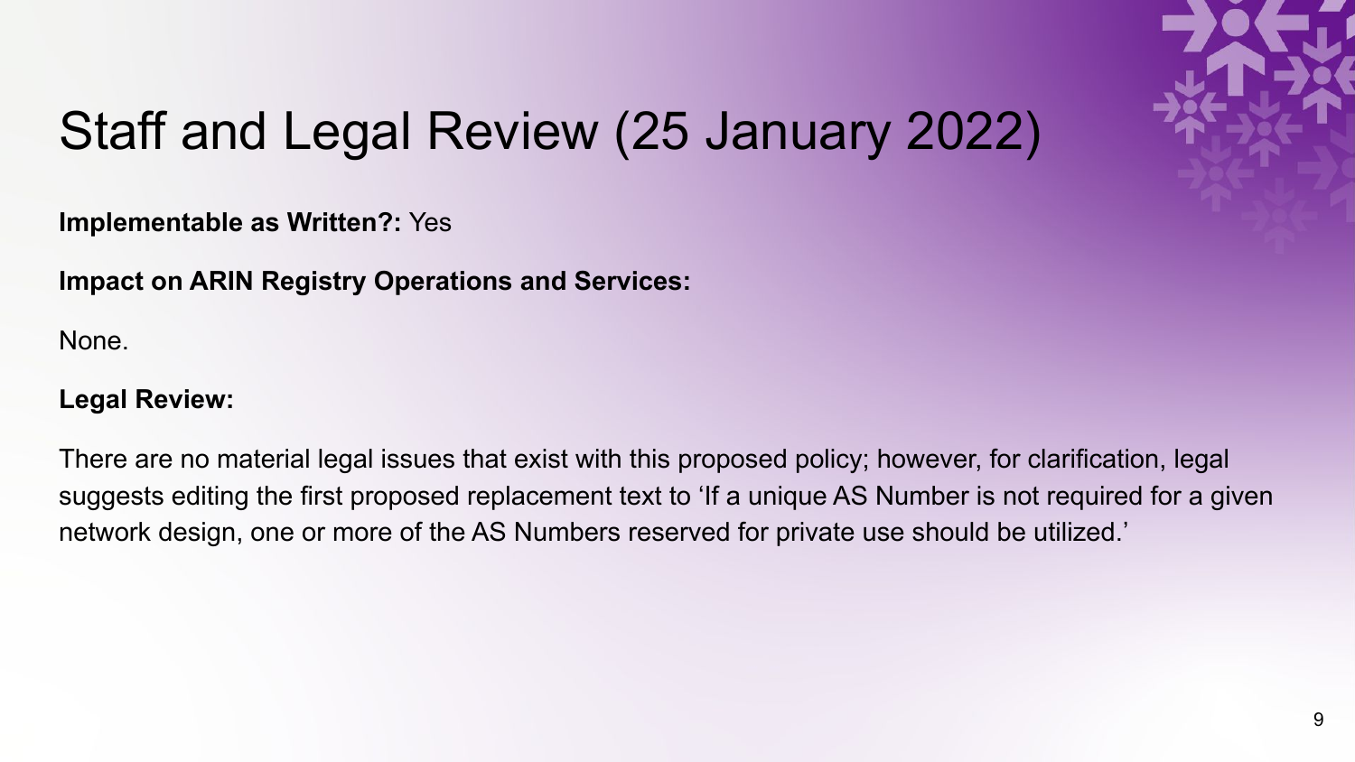# Staff and Legal Review (25 January 2022)

**Implementable as Written?:** Yes

**Impact on ARIN Registry Operations and Services:**

None.

**Legal Review:**

There are no material legal issues that exist with this proposed policy; however, for clarification, legal suggests editing the first proposed replacement text to 'If a unique AS Number is not required for a given network design, one or more of the AS Numbers reserved for private use should be utilized.'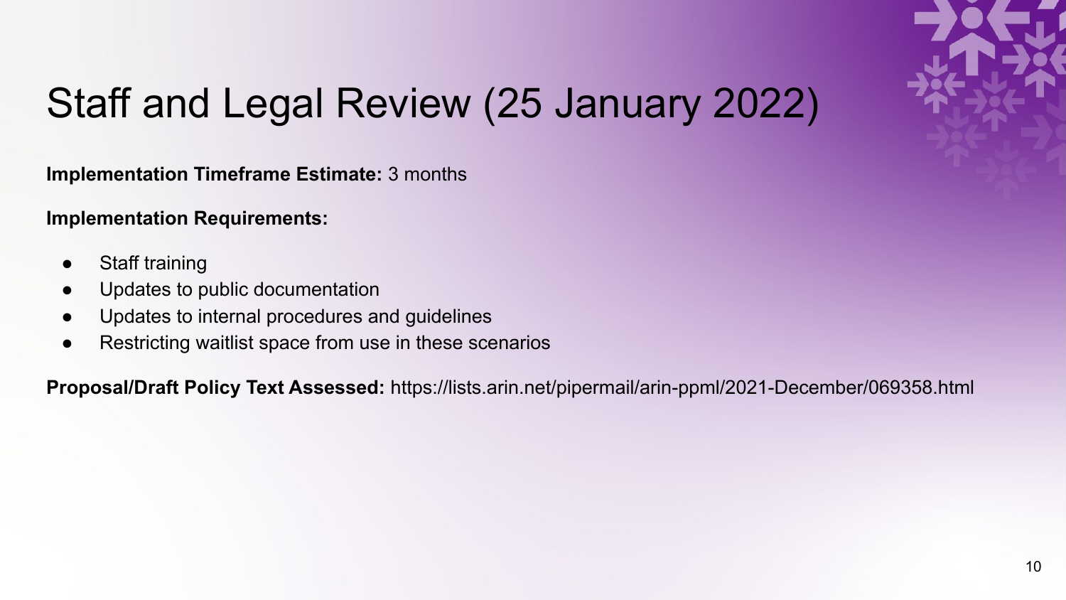# Staff and Legal Review (25 January 2022)

**Implementation Timeframe Estimate:** 3 months

**Implementation Requirements:**

- Staff training
- Updates to public documentation
- Updates to internal procedures and guidelines
- Restricting waitlist space from use in these scenarios

**Proposal/Draft Policy Text Assessed:** https://lists.arin.net/pipermail/arin-ppml/2021-December/069358.html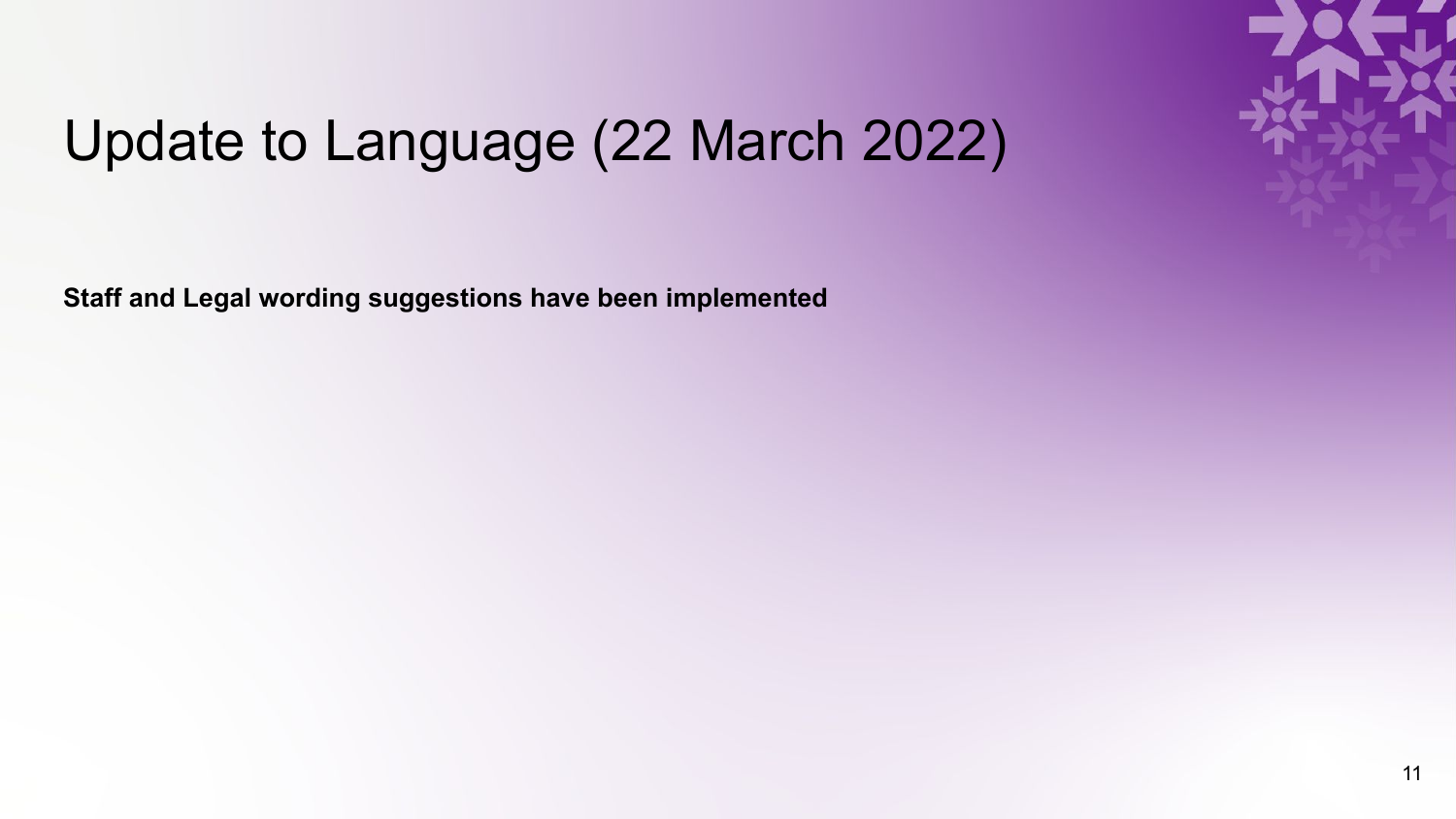# Update to Language (22 March 2022)

**Staff and Legal wording suggestions have been implemented**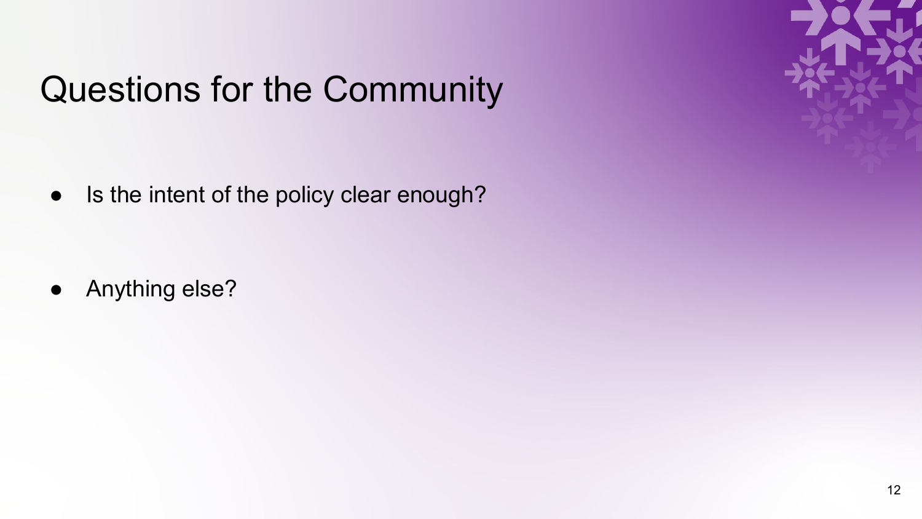# Questions for the Community

- Is the intent of the policy clear enough?

- Anything else?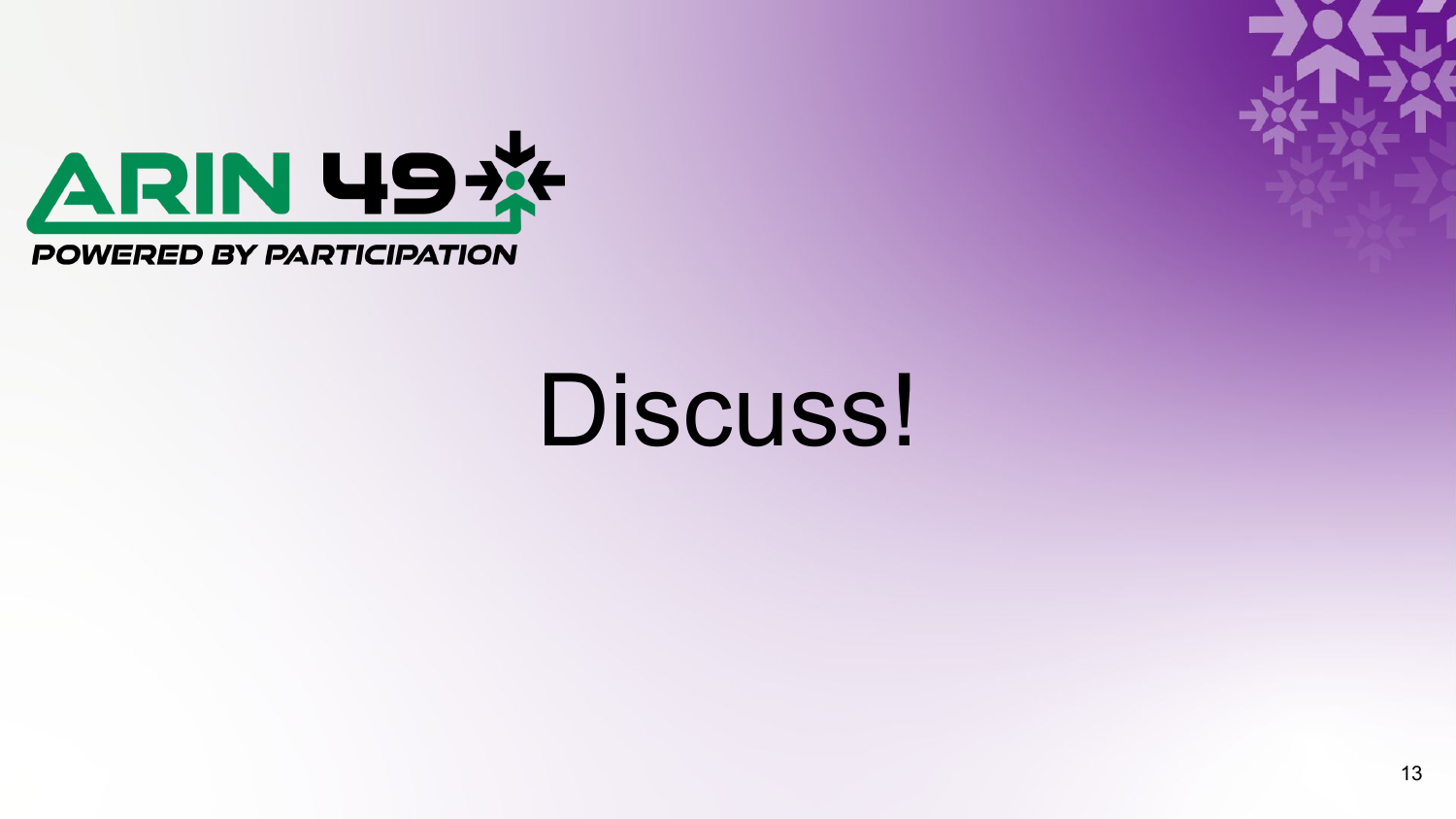ARIN 49

POWERED BY PARTICIPATION

# Discuss!